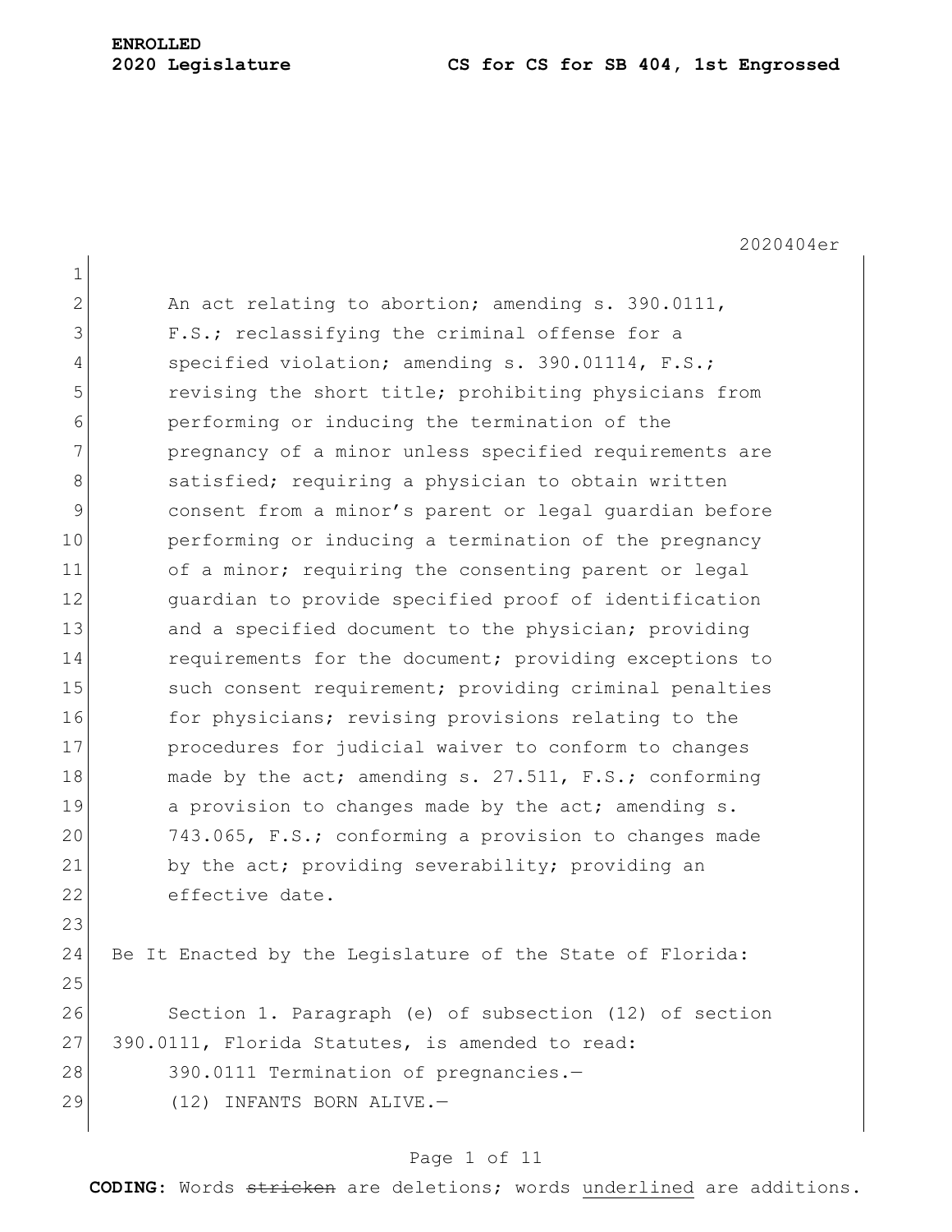**ENROLLED**
**2020 Legislature** **CS for CS for SB 404, 1st Engrossed**

2020404er

An act relating to abortion; amending s. 390.0111, F.S.; reclassifying the criminal offense for a specified violation; amending s. 390.01114, F.S.; revising the short title; prohibiting physicians from performing or inducing the termination of the pregnancy of a minor unless specified requirements are satisfied; requiring a physician to obtain written consent from a minor's parent or legal guardian before performing or inducing a termination of the pregnancy of a minor; requiring the consenting parent or legal guardian to provide specified proof of identification and a specified document to the physician; providing requirements for the document; providing exceptions to such consent requirement; providing criminal penalties for physicians; revising provisions relating to the procedures for judicial waiver to conform to changes made by the act; amending s. 27.511, F.S.; conforming a provision to changes made by the act; amending s. 743.065, F.S.; conforming a provision to changes made by the act; providing severability; providing an effective date.

Be It Enacted by the Legislature of the State of Florida:

Section 1. Paragraph (e) of subsection (12) of section 390.0111, Florida Statutes, is amended to read:

390.0111 Termination of pregnancies.—

(12) INFANTS BORN ALIVE.—

**CODING:** Words ~~stricken~~ are deletions; words underlined are additions.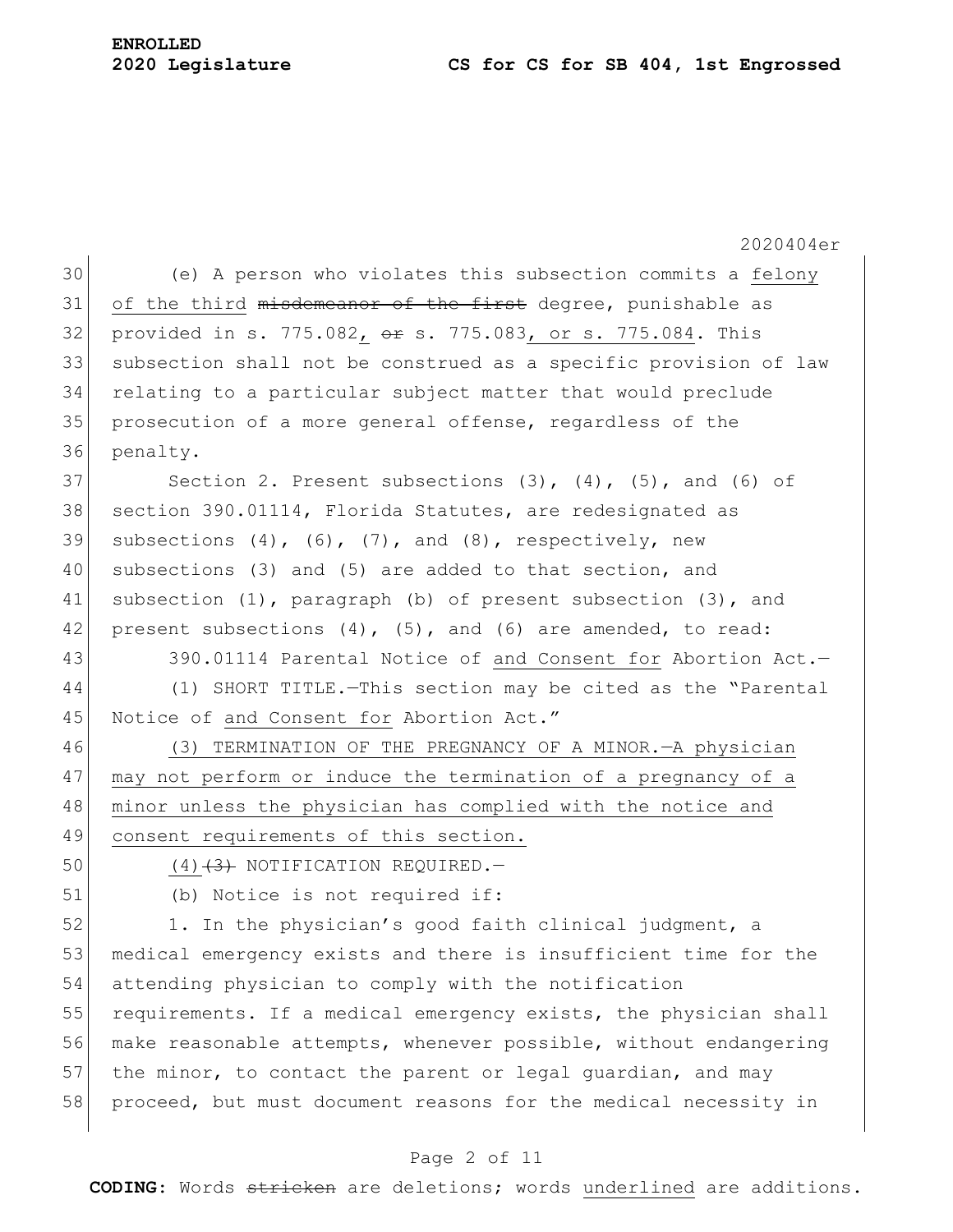(e) A person who violates this subsection commits a <u>felony of the third</u> ~~misdemeanor of the first~~ degree, punishable as provided in s. 775.082<u>,</u> ~~or~~ s. 775.083<u>, or s. 775.084</u>. This subsection shall not be construed as a specific provision of law relating to a particular subject matter that would preclude prosecution of a more general offense, regardless of the penalty.

Section 2. Present subsections (3), (4), (5), and (6) of section 390.01114, Florida Statutes, are redesignated as subsections (4), (6), (7), and (8), respectively, new subsections (3) and (5) are added to that section, and subsection (1), paragraph (b) of present subsection (3), and present subsections (4), (5), and (6) are amended, to read:

390.01114 Parental Notice of <u>and Consent for</u> Abortion Act.—

(1) SHORT TITLE.—This section may be cited as the "Parental Notice of <u>and Consent for</u> Abortion Act."

<u>(3) TERMINATION OF THE PREGNANCY OF A MINOR.—A physician may not perform or induce the termination of a pregnancy of a minor unless the physician has complied with the notice and consent requirements of this section.</u>

<u>(4)</u>~~(3)~~ NOTIFICATION REQUIRED.—

(b) Notice is not required if:

1. In the physician's good faith clinical judgment, a medical emergency exists and there is insufficient time for the attending physician to comply with the notification requirements. If a medical emergency exists, the physician shall make reasonable attempts, whenever possible, without endangering the minor, to contact the parent or legal guardian, and may proceed, but must document reasons for the medical necessity in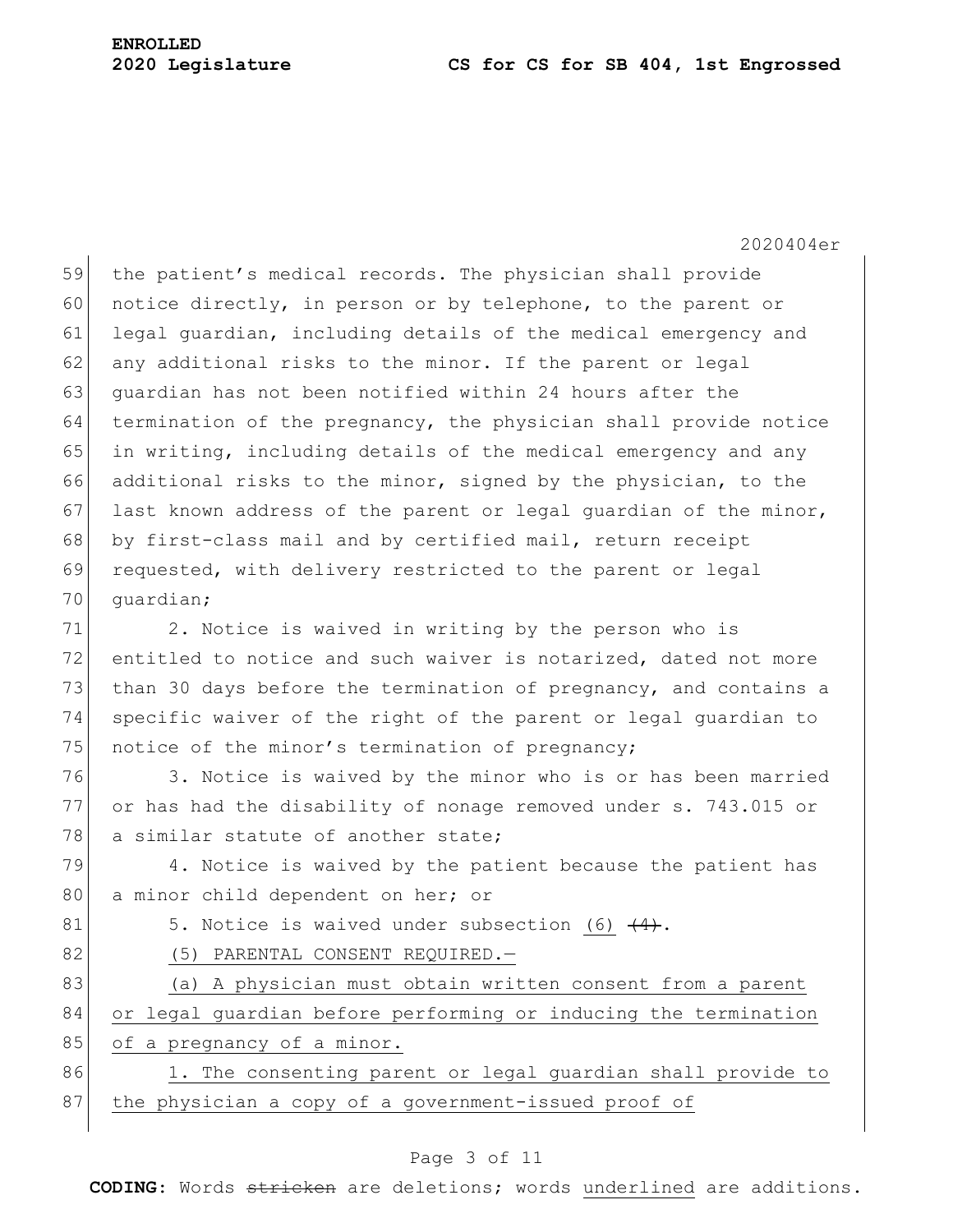the patient's medical records. The physician shall provide notice directly, in person or by telephone, to the parent or legal guardian, including details of the medical emergency and any additional risks to the minor. If the parent or legal guardian has not been notified within 24 hours after the termination of the pregnancy, the physician shall provide notice in writing, including details of the medical emergency and any additional risks to the minor, signed by the physician, to the last known address of the parent or legal guardian of the minor, by first-class mail and by certified mail, return receipt requested, with delivery restricted to the parent or legal guardian;

2. Notice is waived in writing by the person who is entitled to notice and such waiver is notarized, dated not more than 30 days before the termination of pregnancy, and contains a specific waiver of the right of the parent or legal guardian to notice of the minor's termination of pregnancy;

3. Notice is waived by the minor who is or has been married or has had the disability of nonage removed under s. 743.015 or a similar statute of another state;

4. Notice is waived by the patient because the patient has a minor child dependent on her; or

5. Notice is waived under subsection <u>(6)</u> ~~(4)~~.

<u>(5) PARENTAL CONSENT REQUIRED.—</u>

<u>(a) A physician must obtain written consent from a parent or legal guardian before performing or inducing the termination of a pregnancy of a minor.</u>

<u>1. The consenting parent or legal guardian shall provide to the physician a copy of a government-issued proof of</u>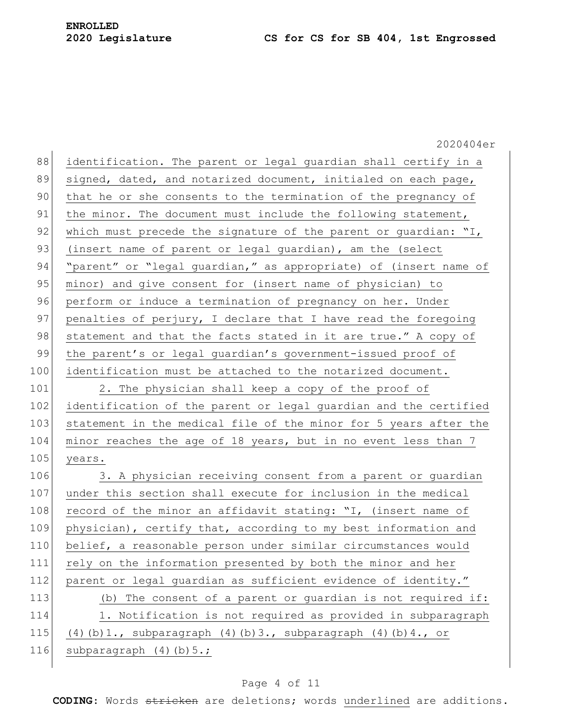identification. The parent or legal guardian shall certify in a signed, dated, and notarized document, initialed on each page, that he or she consents to the termination of the pregnancy of the minor. The document must include the following statement, which must precede the signature of the parent or guardian: "I, (insert name of parent or legal guardian), am the (select "parent" or "legal guardian," as appropriate) of (insert name of minor) and give consent for (insert name of physician) to perform or induce a termination of pregnancy on her. Under penalties of perjury, I declare that I have read the foregoing statement and that the facts stated in it are true." A copy of the parent's or legal guardian's government-issued proof of identification must be attached to the notarized document.

2. The physician shall keep a copy of the proof of identification of the parent or legal guardian and the certified statement in the medical file of the minor for 5 years after the minor reaches the age of 18 years, but in no event less than 7 years.

3. A physician receiving consent from a parent or guardian under this section shall execute for inclusion in the medical record of the minor an affidavit stating: "I, (insert name of physician), certify that, according to my best information and belief, a reasonable person under similar circumstances would rely on the information presented by both the minor and her parent or legal guardian as sufficient evidence of identity."

(b) The consent of a parent or guardian is not required if:

1. Notification is not required as provided in subparagraph (4)(b)1., subparagraph (4)(b)3., subparagraph (4)(b)4., or subparagraph (4)(b)5.;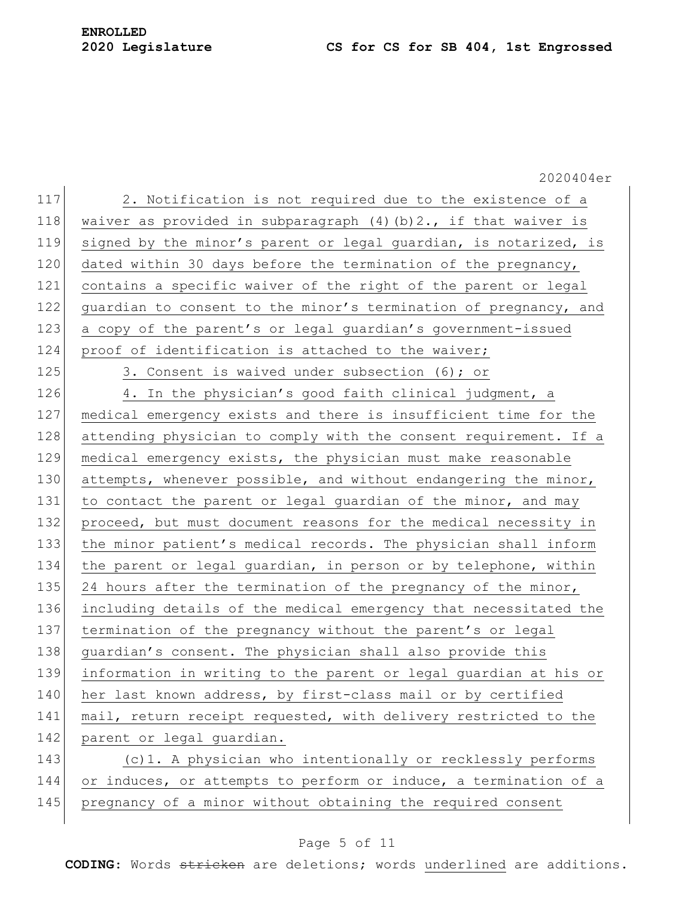2. Notification is not required due to the existence of a waiver as provided in subparagraph (4)(b)2., if that waiver is signed by the minor's parent or legal guardian, is notarized, is dated within 30 days before the termination of the pregnancy, contains a specific waiver of the right of the parent or legal guardian to consent to the minor's termination of pregnancy, and a copy of the parent's or legal guardian's government-issued proof of identification is attached to the waiver;

3. Consent is waived under subsection (6); or

4. In the physician's good faith clinical judgment, a medical emergency exists and there is insufficient time for the attending physician to comply with the consent requirement. If a medical emergency exists, the physician must make reasonable attempts, whenever possible, and without endangering the minor, to contact the parent or legal guardian of the minor, and may proceed, but must document reasons for the medical necessity in the minor patient's medical records. The physician shall inform the parent or legal guardian, in person or by telephone, within 24 hours after the termination of the pregnancy of the minor, including details of the medical emergency that necessitated the termination of the pregnancy without the parent's or legal guardian's consent. The physician shall also provide this information in writing to the parent or legal guardian at his or her last known address, by first-class mail or by certified mail, return receipt requested, with delivery restricted to the parent or legal guardian.

(c)1. A physician who intentionally or recklessly performs or induces, or attempts to perform or induce, a termination of a pregnancy of a minor without obtaining the required consent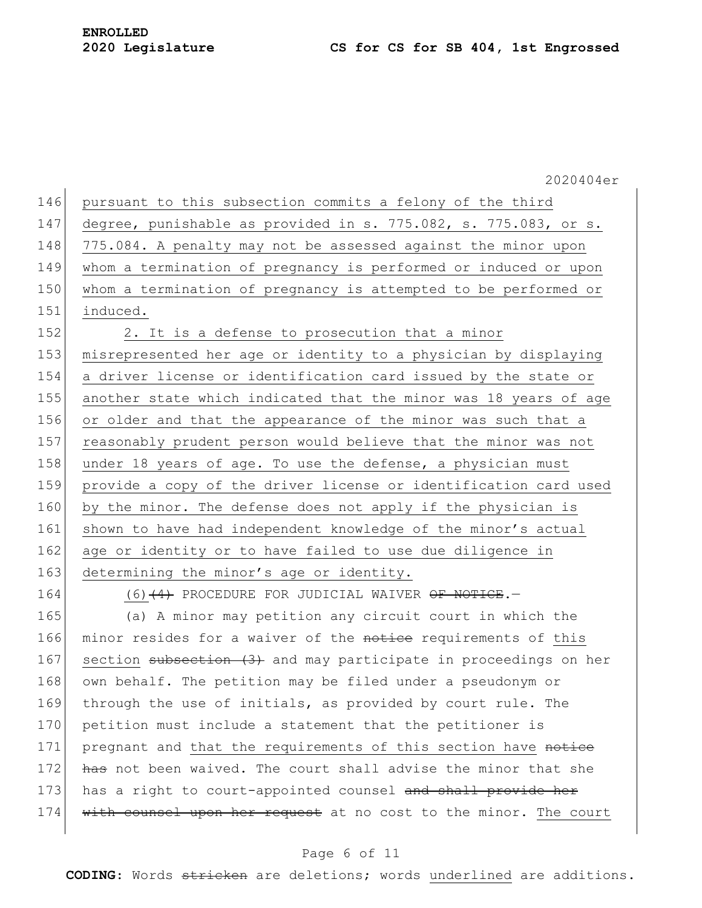pursuant to this subsection commits a felony of the third degree, punishable as provided in s. 775.082, s. 775.083, or s. 775.084. A penalty may not be assessed against the minor upon whom a termination of pregnancy is performed or induced or upon whom a termination of pregnancy is attempted to be performed or induced.

2. It is a defense to prosecution that a minor misrepresented her age or identity to a physician by displaying a driver license or identification card issued by the state or another state which indicated that the minor was 18 years of age or older and that the appearance of the minor was such that a reasonably prudent person would believe that the minor was not under 18 years of age. To use the defense, a physician must provide a copy of the driver license or identification card used by the minor. The defense does not apply if the physician is shown to have had independent knowledge of the minor's actual age or identity or to have failed to use due diligence in determining the minor's age or identity.

(6)~~(4)~~ PROCEDURE FOR JUDICIAL WAIVER ~~OF NOTICE~~.—

(a) A minor may petition any circuit court in which the minor resides for a waiver of the ~~notice~~ requirements of this section ~~subsection (3)~~ and may participate in proceedings on her own behalf. The petition may be filed under a pseudonym or through the use of initials, as provided by court rule. The petition must include a statement that the petitioner is pregnant and that the requirements of this section have ~~notice has~~ not been waived. The court shall advise the minor that she has a right to court-appointed counsel ~~and shall provide her with counsel upon her request~~ at no cost to the minor. The court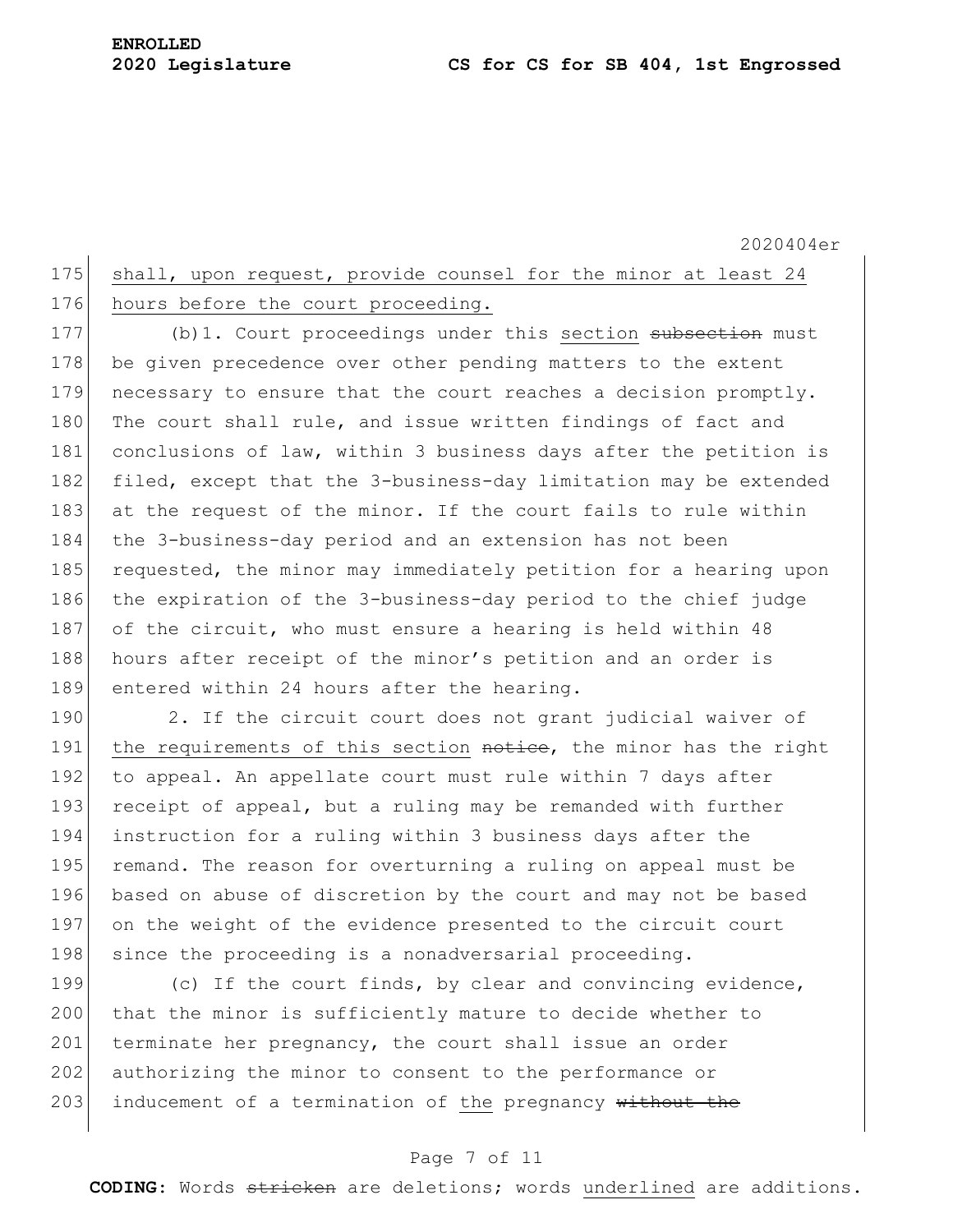shall, upon request, provide counsel for the minor at least 24 hours before the court proceeding.

(b)1. Court proceedings under this section ~~subsection~~ must be given precedence over other pending matters to the extent necessary to ensure that the court reaches a decision promptly. The court shall rule, and issue written findings of fact and conclusions of law, within 3 business days after the petition is filed, except that the 3-business-day limitation may be extended at the request of the minor. If the court fails to rule within the 3-business-day period and an extension has not been requested, the minor may immediately petition for a hearing upon the expiration of the 3-business-day period to the chief judge of the circuit, who must ensure a hearing is held within 48 hours after receipt of the minor's petition and an order is entered within 24 hours after the hearing.

2. If the circuit court does not grant judicial waiver of the requirements of this section ~~notice~~, the minor has the right to appeal. An appellate court must rule within 7 days after receipt of appeal, but a ruling may be remanded with further instruction for a ruling within 3 business days after the remand. The reason for overturning a ruling on appeal must be based on abuse of discretion by the court and may not be based on the weight of the evidence presented to the circuit court since the proceeding is a nonadversarial proceeding.

(c) If the court finds, by clear and convincing evidence, that the minor is sufficiently mature to decide whether to terminate her pregnancy, the court shall issue an order authorizing the minor to consent to the performance or inducement of a termination of the pregnancy ~~without the~~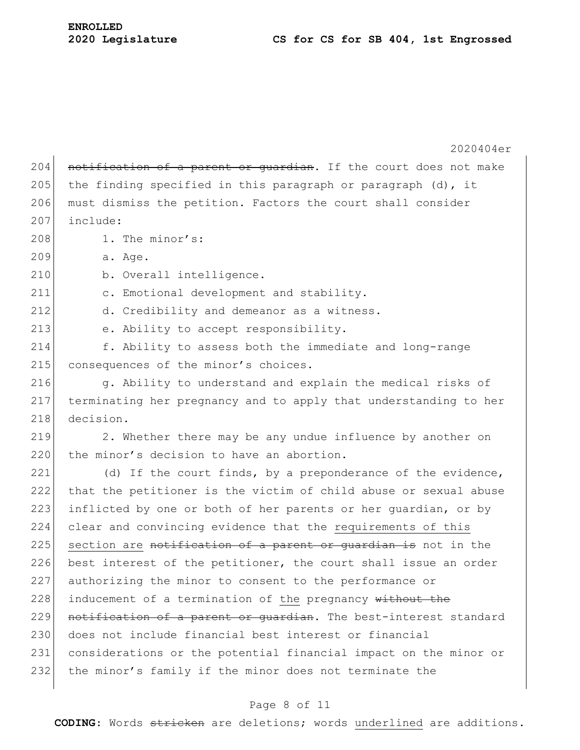~~notification of a parent or guardian~~. If the court does not make the finding specified in this paragraph or paragraph (d), it must dismiss the petition. Factors the court shall consider include:

1. The minor's:

a. Age.

b. Overall intelligence.

c. Emotional development and stability.

d. Credibility and demeanor as a witness.

e. Ability to accept responsibility.

f. Ability to assess both the immediate and long-range consequences of the minor's choices.

g. Ability to understand and explain the medical risks of terminating her pregnancy and to apply that understanding to her decision.

2. Whether there may be any undue influence by another on the minor's decision to have an abortion.

(d) If the court finds, by a preponderance of the evidence, that the petitioner is the victim of child abuse or sexual abuse inflicted by one or both of her parents or her guardian, or by clear and convincing evidence that the <u>requirements of this section are</u> ~~notification of a parent or guardian is~~ not in the best interest of the petitioner, the court shall issue an order authorizing the minor to consent to the performance or inducement of a termination of <u>the</u> pregnancy ~~without the notification of a parent or guardian~~. The best-interest standard does not include financial best interest or financial considerations or the potential financial impact on the minor or the minor's family if the minor does not terminate the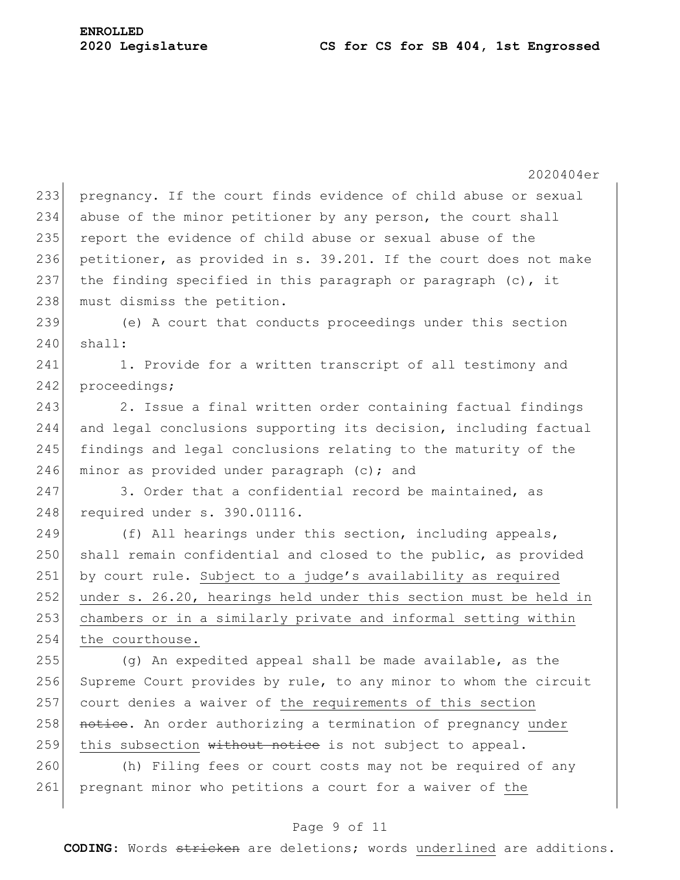pregnancy. If the court finds evidence of child abuse or sexual abuse of the minor petitioner by any person, the court shall report the evidence of child abuse or sexual abuse of the petitioner, as provided in s. 39.201. If the court does not make the finding specified in this paragraph or paragraph (c), it must dismiss the petition.

(e) A court that conducts proceedings under this section shall:

1. Provide for a written transcript of all testimony and proceedings;

2. Issue a final written order containing factual findings and legal conclusions supporting its decision, including factual findings and legal conclusions relating to the maturity of the minor as provided under paragraph (c); and

3. Order that a confidential record be maintained, as required under s. 390.01116.

(f) All hearings under this section, including appeals, shall remain confidential and closed to the public, as provided by court rule. Subject to a judge's availability as required under s. 26.20, hearings held under this section must be held in chambers or in a similarly private and informal setting within the courthouse.

(g) An expedited appeal shall be made available, as the Supreme Court provides by rule, to any minor to whom the circuit court denies a waiver of the requirements of this section ~~notice~~. An order authorizing a termination of pregnancy under this subsection ~~without notice~~ is not subject to appeal.

(h) Filing fees or court costs may not be required of any pregnant minor who petitions a court for a waiver of the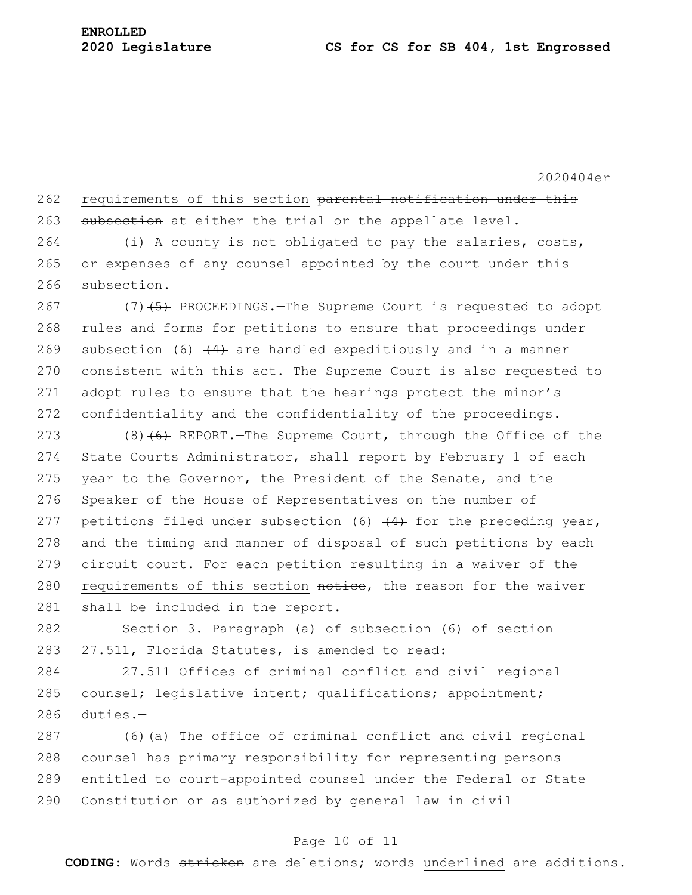requirements of this section ~~parental notification under this subsection~~ at either the trial or the appellate level.

(i) A county is not obligated to pay the salaries, costs, or expenses of any counsel appointed by the court under this subsection.

(7) ~~(5)~~ PROCEEDINGS.—The Supreme Court is requested to adopt rules and forms for petitions to ensure that proceedings under subsection (6) ~~(4)~~ are handled expeditiously and in a manner consistent with this act. The Supreme Court is also requested to adopt rules to ensure that the hearings protect the minor's confidentiality and the confidentiality of the proceedings.

(8) ~~(6)~~ REPORT.—The Supreme Court, through the Office of the State Courts Administrator, shall report by February 1 of each year to the Governor, the President of the Senate, and the Speaker of the House of Representatives on the number of petitions filed under subsection (6) ~~(4)~~ for the preceding year, and the timing and manner of disposal of such petitions by each circuit court. For each petition resulting in a waiver of <u>the requirements of this section</u> ~~notice~~, the reason for the waiver shall be included in the report.

Section 3. Paragraph (a) of subsection (6) of section 27.511, Florida Statutes, is amended to read:

27.511 Offices of criminal conflict and civil regional counsel; legislative intent; qualifications; appointment; duties.—

(6)(a) The office of criminal conflict and civil regional counsel has primary responsibility for representing persons entitled to court-appointed counsel under the Federal or State Constitution or as authorized by general law in civil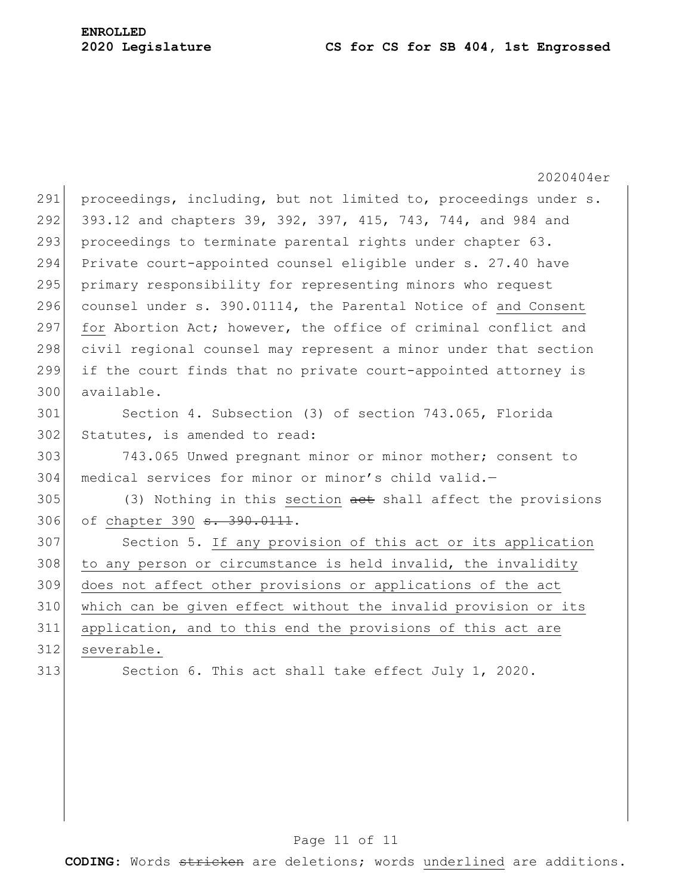proceedings, including, but not limited to, proceedings under s. 393.12 and chapters 39, 392, 397, 415, 743, 744, and 984 and proceedings to terminate parental rights under chapter 63. Private court-appointed counsel eligible under s. 27.40 have primary responsibility for representing minors who request counsel under s. 390.01114, the Parental Notice of <u>and Consent for</u> Abortion Act; however, the office of criminal conflict and civil regional counsel may represent a minor under that section if the court finds that no private court-appointed attorney is available.

Section 4. Subsection (3) of section 743.065, Florida Statutes, is amended to read:

743.065 Unwed pregnant minor or minor mother; consent to medical services for minor or minor's child valid.—

(3) Nothing in this <u>section</u> ~~act~~ shall affect the provisions of <u>chapter 390</u> ~~s. 390.0111~~.

Section 5. <u>If any provision of this act or its application to any person or circumstance is held invalid, the invalidity does not affect other provisions or applications of the act which can be given effect without the invalid provision or its application, and to this end the provisions of this act are severable.</u>

Section 6. This act shall take effect July 1, 2020.